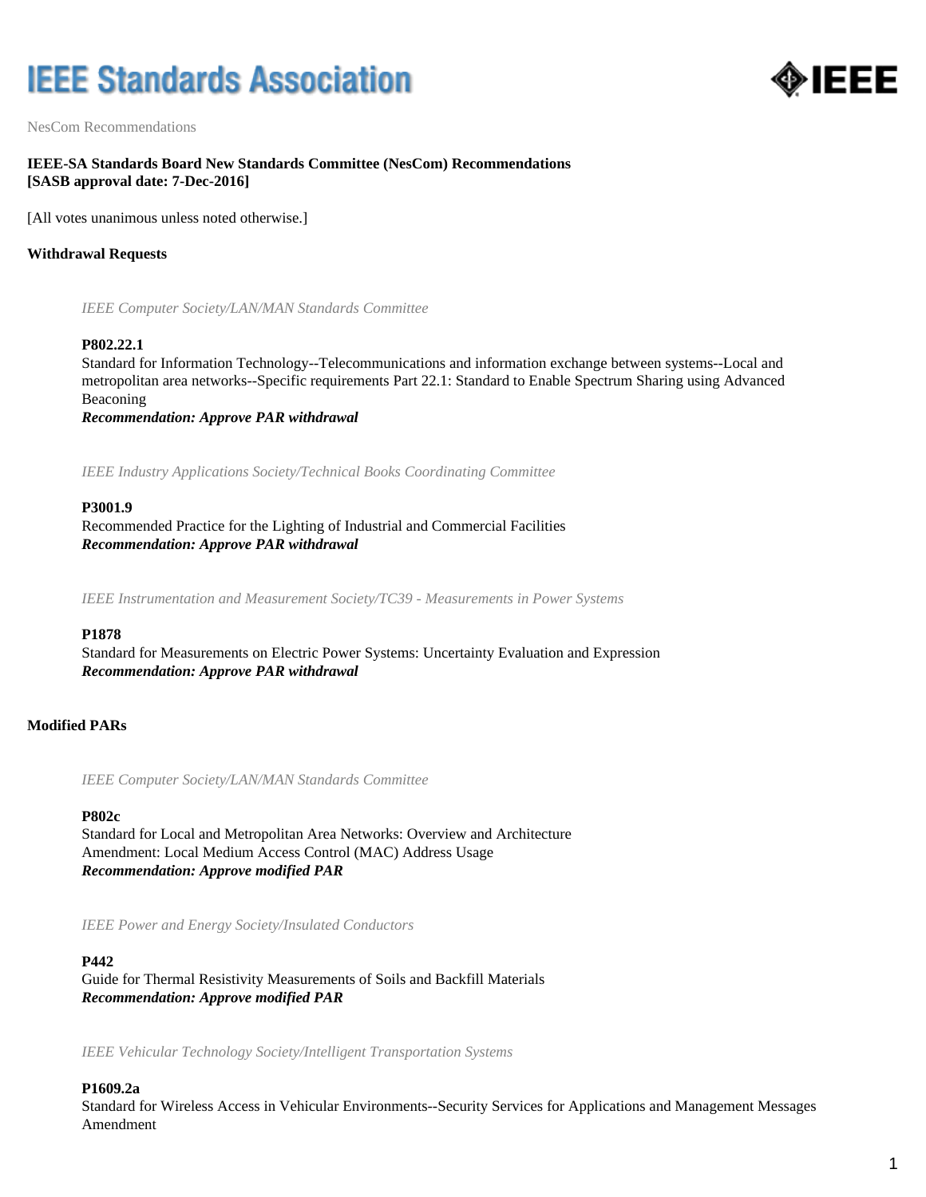IEEE Standards Association

NesCom Recommendations

**IEEE-SA Standards Board New Standards Committee (NesCom) Recommendations**
**[SASB approval date: 7-Dec-2016]**

[All votes unanimous unless noted otherwise.]

**Withdrawal Requests**

*IEEE Computer Society/LAN/MAN Standards Committee*

**P802.22.1**
Standard for Information Technology--Telecommunications and information exchange between systems--Local and metropolitan area networks--Specific requirements Part 22.1: Standard to Enable Spectrum Sharing using Advanced Beaconing
***Recommendation: Approve PAR withdrawal***

*IEEE Industry Applications Society/Technical Books Coordinating Committee*

**P3001.9**
Recommended Practice for the Lighting of Industrial and Commercial Facilities
***Recommendation: Approve PAR withdrawal***

*IEEE Instrumentation and Measurement Society/TC39 - Measurements in Power Systems*

**P1878**
Standard for Measurements on Electric Power Systems: Uncertainty Evaluation and Expression
***Recommendation: Approve PAR withdrawal***

**Modified PARs**

*IEEE Computer Society/LAN/MAN Standards Committee*

**P802c**
Standard for Local and Metropolitan Area Networks: Overview and Architecture
Amendment: Local Medium Access Control (MAC) Address Usage
***Recommendation: Approve modified PAR***

*IEEE Power and Energy Society/Insulated Conductors*

**P442**
Guide for Thermal Resistivity Measurements of Soils and Backfill Materials
***Recommendation: Approve modified PAR***

*IEEE Vehicular Technology Society/Intelligent Transportation Systems*

**P1609.2a**
Standard for Wireless Access in Vehicular Environments--Security Services for Applications and Management Messages Amendment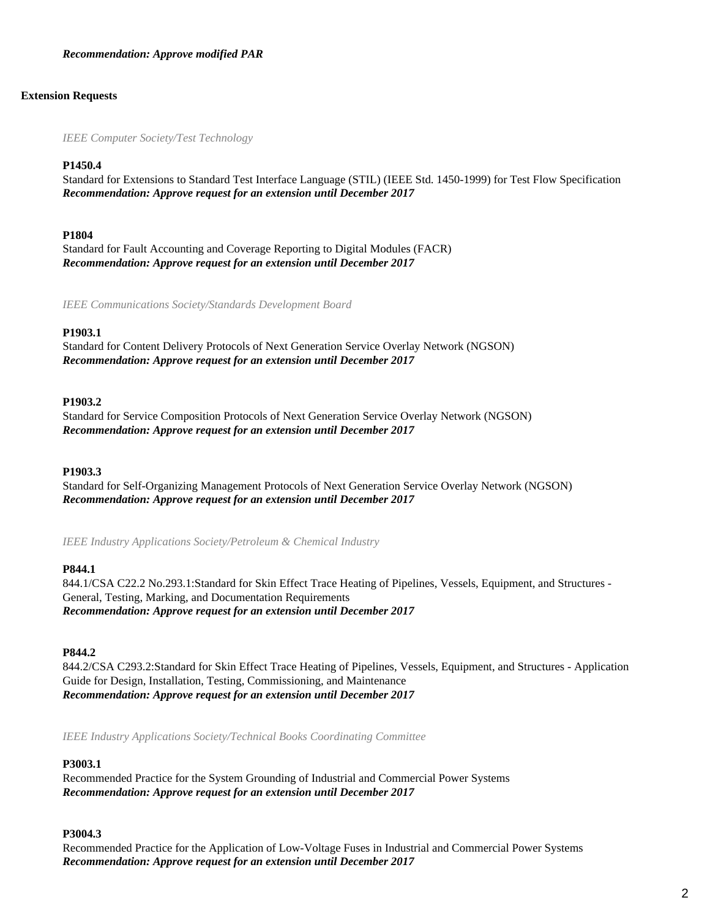***Recommendation: Approve modified PAR***

**Extension Requests**

*IEEE Computer Society/Test Technology*

**P1450.4**
Standard for Extensions to Standard Test Interface Language (STIL) (IEEE Std. 1450-1999) for Test Flow Specification
***Recommendation: Approve request for an extension until December 2017***

**P1804**
Standard for Fault Accounting and Coverage Reporting to Digital Modules (FACR)
***Recommendation: Approve request for an extension until December 2017***

*IEEE Communications Society/Standards Development Board*

**P1903.1**
Standard for Content Delivery Protocols of Next Generation Service Overlay Network (NGSON)
***Recommendation: Approve request for an extension until December 2017***

**P1903.2**
Standard for Service Composition Protocols of Next Generation Service Overlay Network (NGSON)
***Recommendation: Approve request for an extension until December 2017***

**P1903.3**
Standard for Self-Organizing Management Protocols of Next Generation Service Overlay Network (NGSON)
***Recommendation: Approve request for an extension until December 2017***

*IEEE Industry Applications Society/Petroleum & Chemical Industry*

**P844.1**
844.1/CSA C22.2 No.293.1:Standard for Skin Effect Trace Heating of Pipelines, Vessels, Equipment, and Structures - General, Testing, Marking, and Documentation Requirements
***Recommendation: Approve request for an extension until December 2017***

**P844.2**
844.2/CSA C293.2:Standard for Skin Effect Trace Heating of Pipelines, Vessels, Equipment, and Structures - Application Guide for Design, Installation, Testing, Commissioning, and Maintenance
***Recommendation: Approve request for an extension until December 2017***

*IEEE Industry Applications Society/Technical Books Coordinating Committee*

**P3003.1**
Recommended Practice for the System Grounding of Industrial and Commercial Power Systems
***Recommendation: Approve request for an extension until December 2017***

**P3004.3**
Recommended Practice for the Application of Low-Voltage Fuses in Industrial and Commercial Power Systems
***Recommendation: Approve request for an extension until December 2017***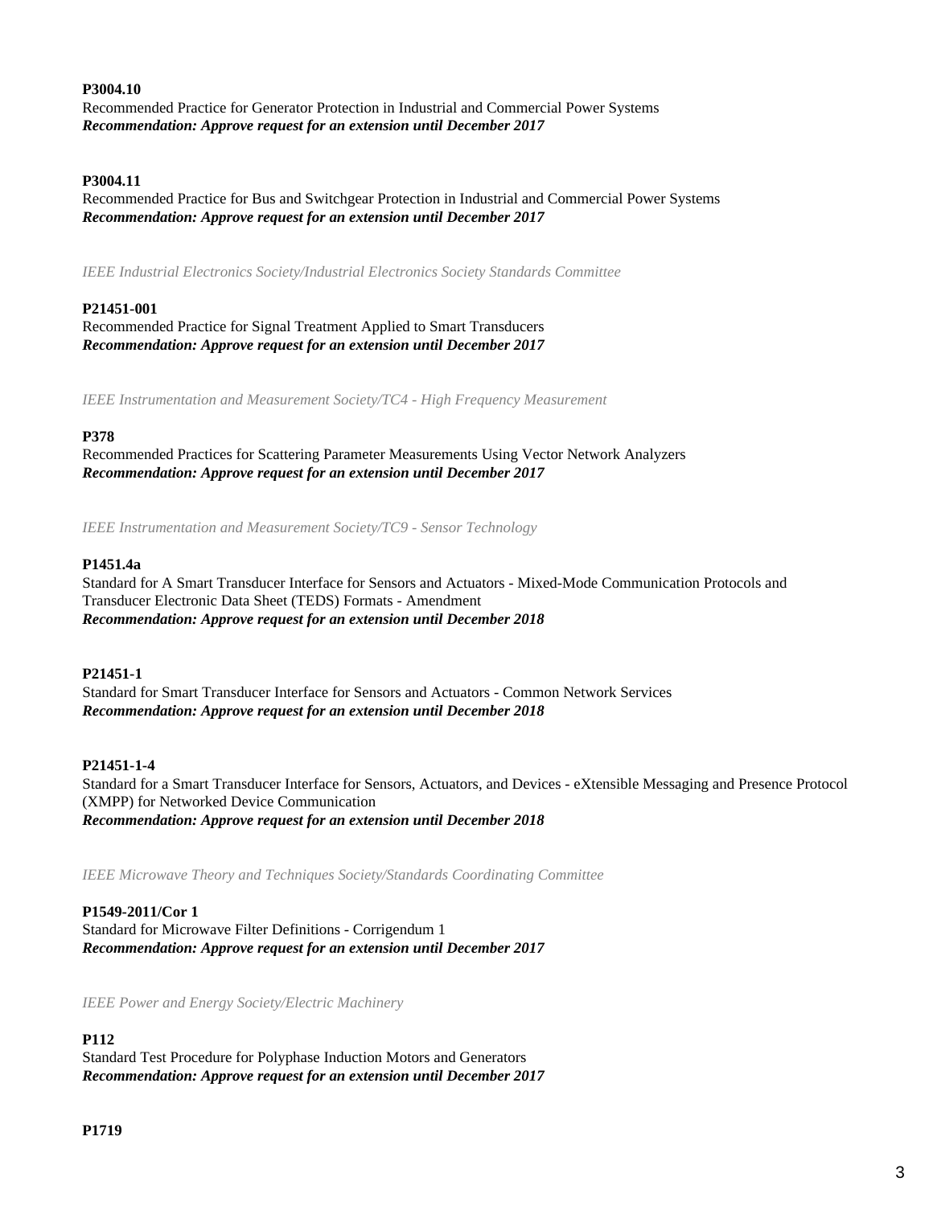**P3004.10**
Recommended Practice for Generator Protection in Industrial and Commercial Power Systems
***Recommendation: Approve request for an extension until December 2017***

**P3004.11**
Recommended Practice for Bus and Switchgear Protection in Industrial and Commercial Power Systems
***Recommendation: Approve request for an extension until December 2017***

*IEEE Industrial Electronics Society/Industrial Electronics Society Standards Committee*

**P21451-001**
Recommended Practice for Signal Treatment Applied to Smart Transducers
***Recommendation: Approve request for an extension until December 2017***

*IEEE Instrumentation and Measurement Society/TC4 - High Frequency Measurement*

**P378**
Recommended Practices for Scattering Parameter Measurements Using Vector Network Analyzers
***Recommendation: Approve request for an extension until December 2017***

*IEEE Instrumentation and Measurement Society/TC9 - Sensor Technology*

**P1451.4a**
Standard for A Smart Transducer Interface for Sensors and Actuators - Mixed-Mode Communication Protocols and Transducer Electronic Data Sheet (TEDS) Formats - Amendment
***Recommendation: Approve request for an extension until December 2018***

**P21451-1**
Standard for Smart Transducer Interface for Sensors and Actuators - Common Network Services
***Recommendation: Approve request for an extension until December 2018***

**P21451-1-4**
Standard for a Smart Transducer Interface for Sensors, Actuators, and Devices - eXtensible Messaging and Presence Protocol (XMPP) for Networked Device Communication
***Recommendation: Approve request for an extension until December 2018***

*IEEE Microwave Theory and Techniques Society/Standards Coordinating Committee*

**P1549-2011/Cor 1**
Standard for Microwave Filter Definitions - Corrigendum 1
***Recommendation: Approve request for an extension until December 2017***

*IEEE Power and Energy Society/Electric Machinery*

**P112**
Standard Test Procedure for Polyphase Induction Motors and Generators
***Recommendation: Approve request for an extension until December 2017***

**P1719**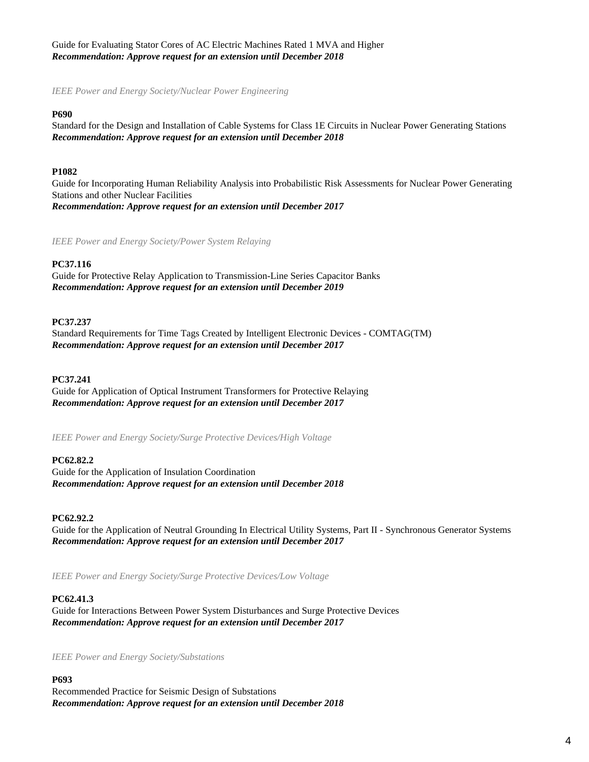Guide for Evaluating Stator Cores of AC Electric Machines Rated 1 MVA and Higher
***Recommendation: Approve request for an extension until December 2018***

*IEEE Power and Energy Society/Nuclear Power Engineering*

**P690**
Standard for the Design and Installation of Cable Systems for Class 1E Circuits in Nuclear Power Generating Stations
***Recommendation: Approve request for an extension until December 2018***

**P1082**
Guide for Incorporating Human Reliability Analysis into Probabilistic Risk Assessments for Nuclear Power Generating Stations and other Nuclear Facilities
***Recommendation: Approve request for an extension until December 2017***

*IEEE Power and Energy Society/Power System Relaying*

**PC37.116**
Guide for Protective Relay Application to Transmission-Line Series Capacitor Banks
***Recommendation: Approve request for an extension until December 2019***

**PC37.237**
Standard Requirements for Time Tags Created by Intelligent Electronic Devices - COMTAG(TM)
***Recommendation: Approve request for an extension until December 2017***

**PC37.241**
Guide for Application of Optical Instrument Transformers for Protective Relaying
***Recommendation: Approve request for an extension until December 2017***

*IEEE Power and Energy Society/Surge Protective Devices/High Voltage*

**PC62.82.2**
Guide for the Application of Insulation Coordination
***Recommendation: Approve request for an extension until December 2018***

**PC62.92.2**
Guide for the Application of Neutral Grounding In Electrical Utility Systems, Part II - Synchronous Generator Systems
***Recommendation: Approve request for an extension until December 2017***

*IEEE Power and Energy Society/Surge Protective Devices/Low Voltage*

**PC62.41.3**
Guide for Interactions Between Power System Disturbances and Surge Protective Devices
***Recommendation: Approve request for an extension until December 2017***

*IEEE Power and Energy Society/Substations*

**P693**
Recommended Practice for Seismic Design of Substations
***Recommendation: Approve request for an extension until December 2018***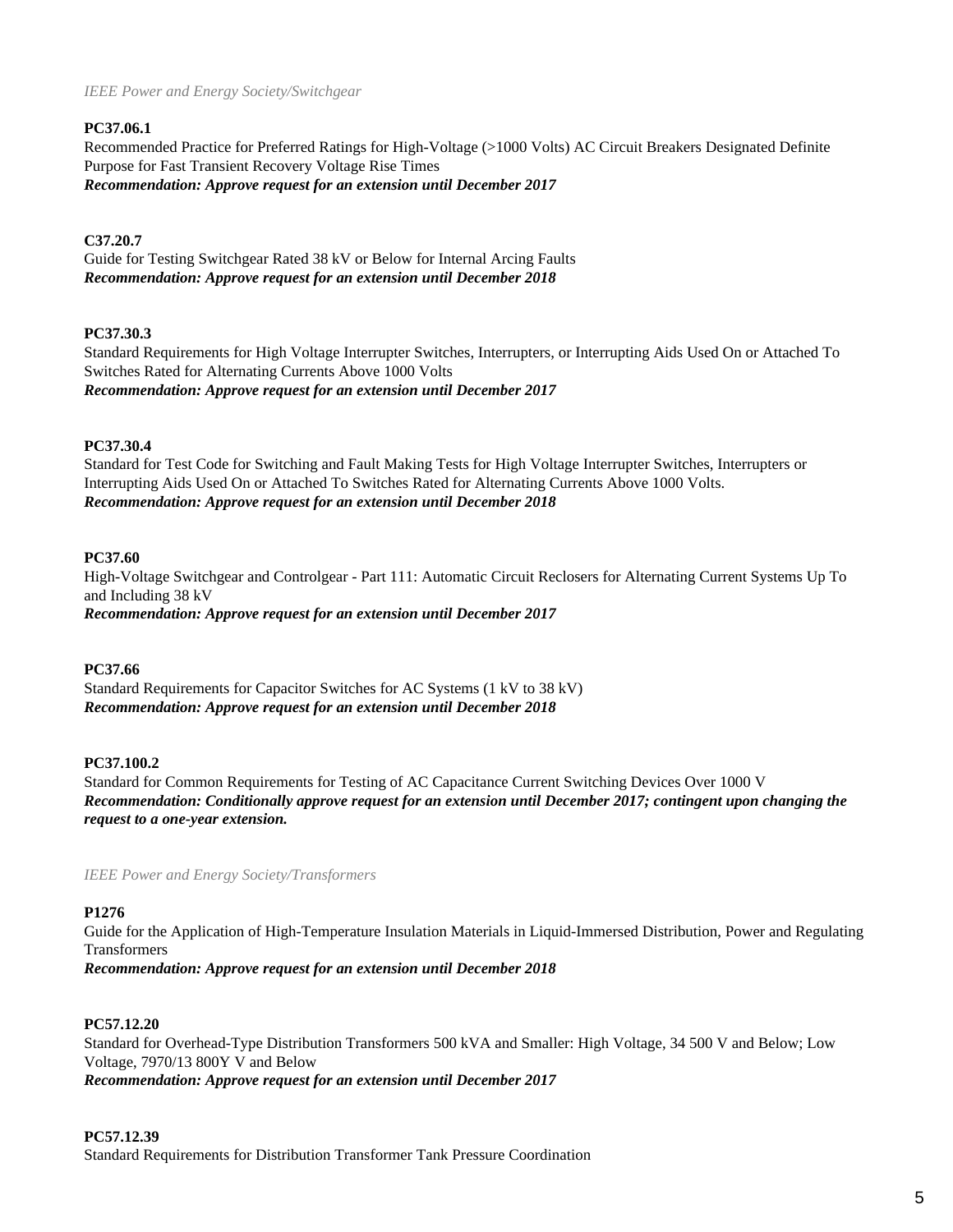*IEEE Power and Energy Society/Switchgear*

**PC37.06.1**
Recommended Practice for Preferred Ratings for High-Voltage (>1000 Volts) AC Circuit Breakers Designated Definite Purpose for Fast Transient Recovery Voltage Rise Times
***Recommendation: Approve request for an extension until December 2017***

**C37.20.7**
Guide for Testing Switchgear Rated 38 kV or Below for Internal Arcing Faults
***Recommendation: Approve request for an extension until December 2018***

**PC37.30.3**
Standard Requirements for High Voltage Interrupter Switches, Interrupters, or Interrupting Aids Used On or Attached To Switches Rated for Alternating Currents Above 1000 Volts
***Recommendation: Approve request for an extension until December 2017***

**PC37.30.4**
Standard for Test Code for Switching and Fault Making Tests for High Voltage Interrupter Switches, Interrupters or Interrupting Aids Used On or Attached To Switches Rated for Alternating Currents Above 1000 Volts.
***Recommendation: Approve request for an extension until December 2018***

**PC37.60**
High-Voltage Switchgear and Controlgear - Part 111: Automatic Circuit Reclosers for Alternating Current Systems Up To and Including 38 kV
***Recommendation: Approve request for an extension until December 2017***

**PC37.66**
Standard Requirements for Capacitor Switches for AC Systems (1 kV to 38 kV)
***Recommendation: Approve request for an extension until December 2018***

**PC37.100.2**
Standard for Common Requirements for Testing of AC Capacitance Current Switching Devices Over 1000 V
***Recommendation: Conditionally approve request for an extension until December 2017; contingent upon changing the request to a one-year extension.***

*IEEE Power and Energy Society/Transformers*

**P1276**
Guide for the Application of High-Temperature Insulation Materials in Liquid-Immersed Distribution, Power and Regulating Transformers
***Recommendation: Approve request for an extension until December 2018***

**PC57.12.20**
Standard for Overhead-Type Distribution Transformers 500 kVA and Smaller: High Voltage, 34 500 V and Below; Low Voltage, 7970/13 800Y V and Below
***Recommendation: Approve request for an extension until December 2017***

**PC57.12.39**
Standard Requirements for Distribution Transformer Tank Pressure Coordination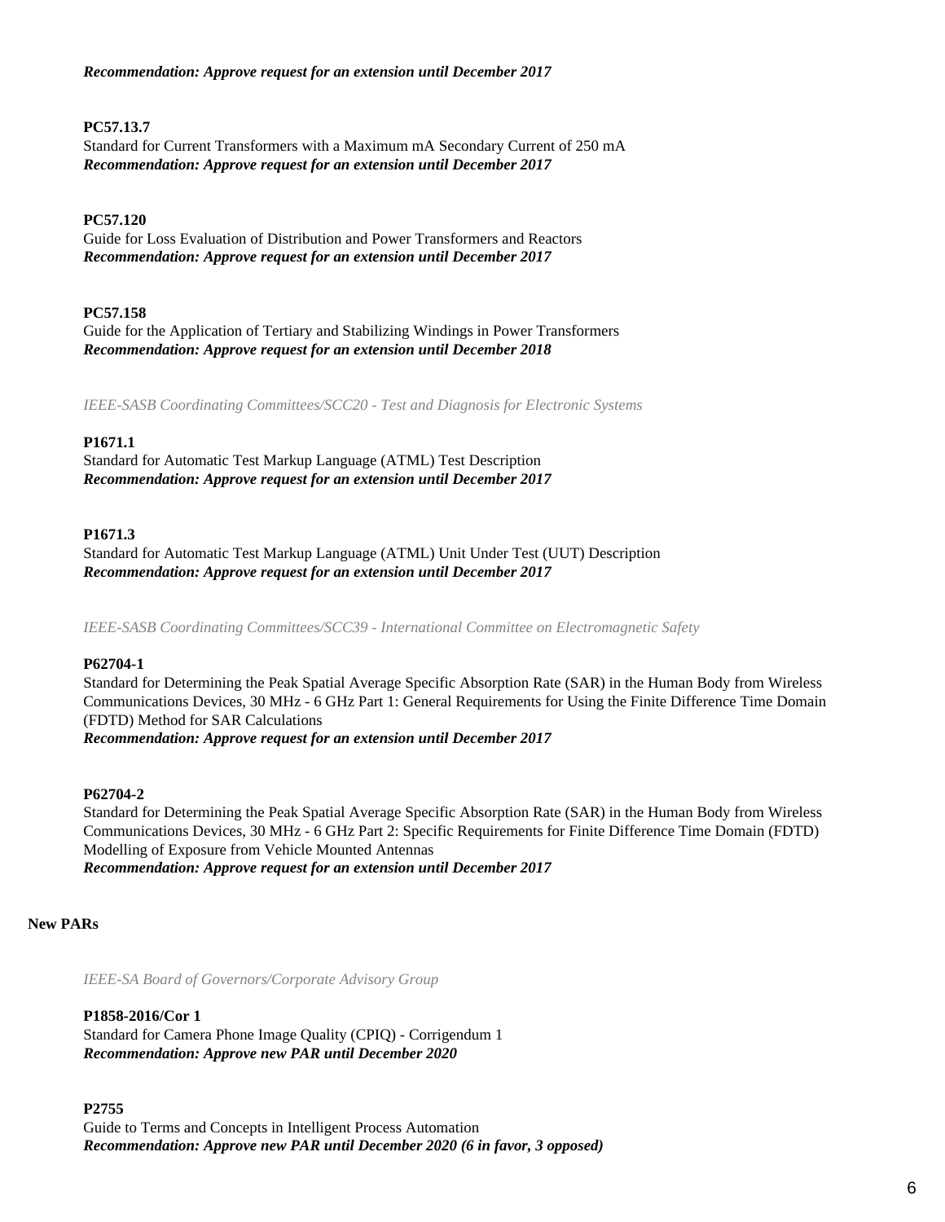***Recommendation: Approve request for an extension until December 2017***

**PC57.13.7**
Standard for Current Transformers with a Maximum mA Secondary Current of 250 mA
***Recommendation: Approve request for an extension until December 2017***

**PC57.120**
Guide for Loss Evaluation of Distribution and Power Transformers and Reactors
***Recommendation: Approve request for an extension until December 2017***

**PC57.158**
Guide for the Application of Tertiary and Stabilizing Windings in Power Transformers
***Recommendation: Approve request for an extension until December 2018***

*IEEE-SASB Coordinating Committees/SCC20 - Test and Diagnosis for Electronic Systems*

**P1671.1**
Standard for Automatic Test Markup Language (ATML) Test Description
***Recommendation: Approve request for an extension until December 2017***

**P1671.3**
Standard for Automatic Test Markup Language (ATML) Unit Under Test (UUT) Description
***Recommendation: Approve request for an extension until December 2017***

*IEEE-SASB Coordinating Committees/SCC39 - International Committee on Electromagnetic Safety*

**P62704-1**
Standard for Determining the Peak Spatial Average Specific Absorption Rate (SAR) in the Human Body from Wireless Communications Devices, 30 MHz - 6 GHz Part 1: General Requirements for Using the Finite Difference Time Domain (FDTD) Method for SAR Calculations
***Recommendation: Approve request for an extension until December 2017***

**P62704-2**
Standard for Determining the Peak Spatial Average Specific Absorption Rate (SAR) in the Human Body from Wireless Communications Devices, 30 MHz - 6 GHz Part 2: Specific Requirements for Finite Difference Time Domain (FDTD) Modelling of Exposure from Vehicle Mounted Antennas
***Recommendation: Approve request for an extension until December 2017***

## New PARs

*IEEE-SA Board of Governors/Corporate Advisory Group*

**P1858-2016/Cor 1**
Standard for Camera Phone Image Quality (CPIQ) - Corrigendum 1
***Recommendation: Approve new PAR until December 2020***

**P2755**
Guide to Terms and Concepts in Intelligent Process Automation
***Recommendation: Approve new PAR until December 2020 (6 in favor, 3 opposed)***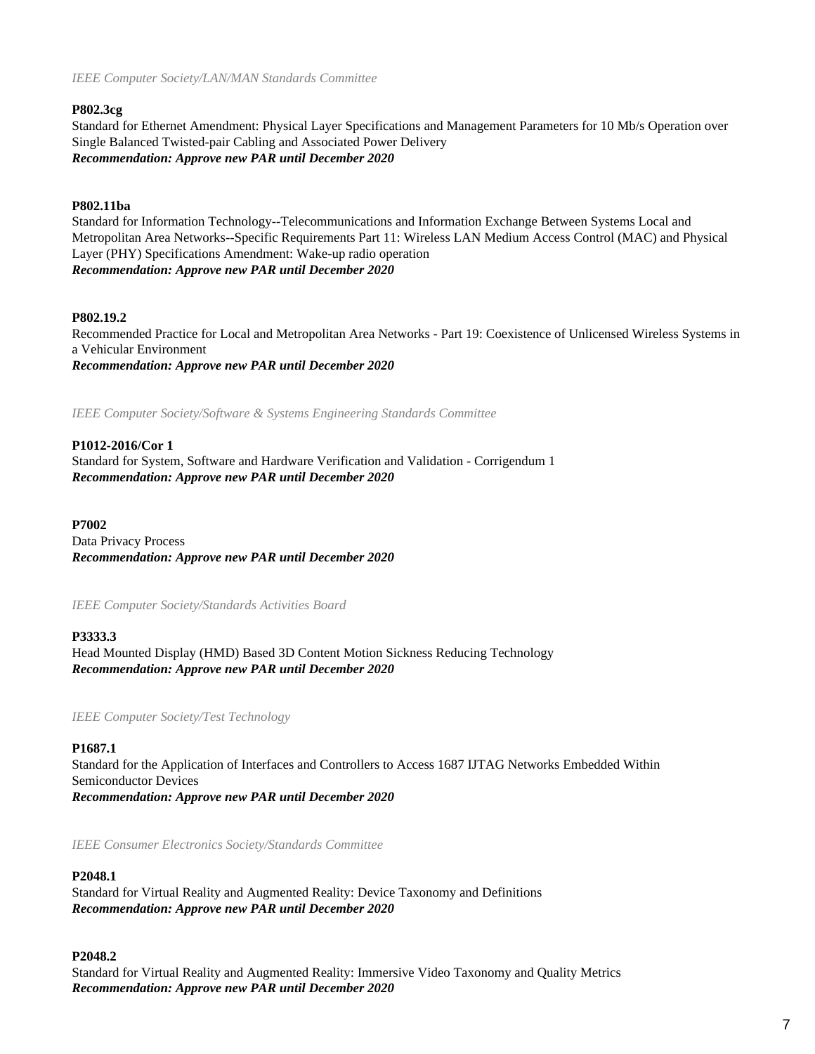*IEEE Computer Society/LAN/MAN Standards Committee*

**P802.3cg**
Standard for Ethernet Amendment: Physical Layer Specifications and Management Parameters for 10 Mb/s Operation over Single Balanced Twisted-pair Cabling and Associated Power Delivery
***Recommendation: Approve new PAR until December 2020***

**P802.11ba**
Standard for Information Technology--Telecommunications and Information Exchange Between Systems Local and Metropolitan Area Networks--Specific Requirements Part 11: Wireless LAN Medium Access Control (MAC) and Physical Layer (PHY) Specifications Amendment: Wake-up radio operation
***Recommendation: Approve new PAR until December 2020***

**P802.19.2**
Recommended Practice for Local and Metropolitan Area Networks - Part 19: Coexistence of Unlicensed Wireless Systems in a Vehicular Environment
***Recommendation: Approve new PAR until December 2020***

*IEEE Computer Society/Software & Systems Engineering Standards Committee*

**P1012-2016/Cor 1**
Standard for System, Software and Hardware Verification and Validation - Corrigendum 1
***Recommendation: Approve new PAR until December 2020***

**P7002**
Data Privacy Process
***Recommendation: Approve new PAR until December 2020***

*IEEE Computer Society/Standards Activities Board*

**P3333.3**
Head Mounted Display (HMD) Based 3D Content Motion Sickness Reducing Technology
***Recommendation: Approve new PAR until December 2020***

*IEEE Computer Society/Test Technology*

**P1687.1**
Standard for the Application of Interfaces and Controllers to Access 1687 IJTAG Networks Embedded Within Semiconductor Devices
***Recommendation: Approve new PAR until December 2020***

*IEEE Consumer Electronics Society/Standards Committee*

**P2048.1**
Standard for Virtual Reality and Augmented Reality: Device Taxonomy and Definitions
***Recommendation: Approve new PAR until December 2020***

**P2048.2**
Standard for Virtual Reality and Augmented Reality: Immersive Video Taxonomy and Quality Metrics
***Recommendation: Approve new PAR until December 2020***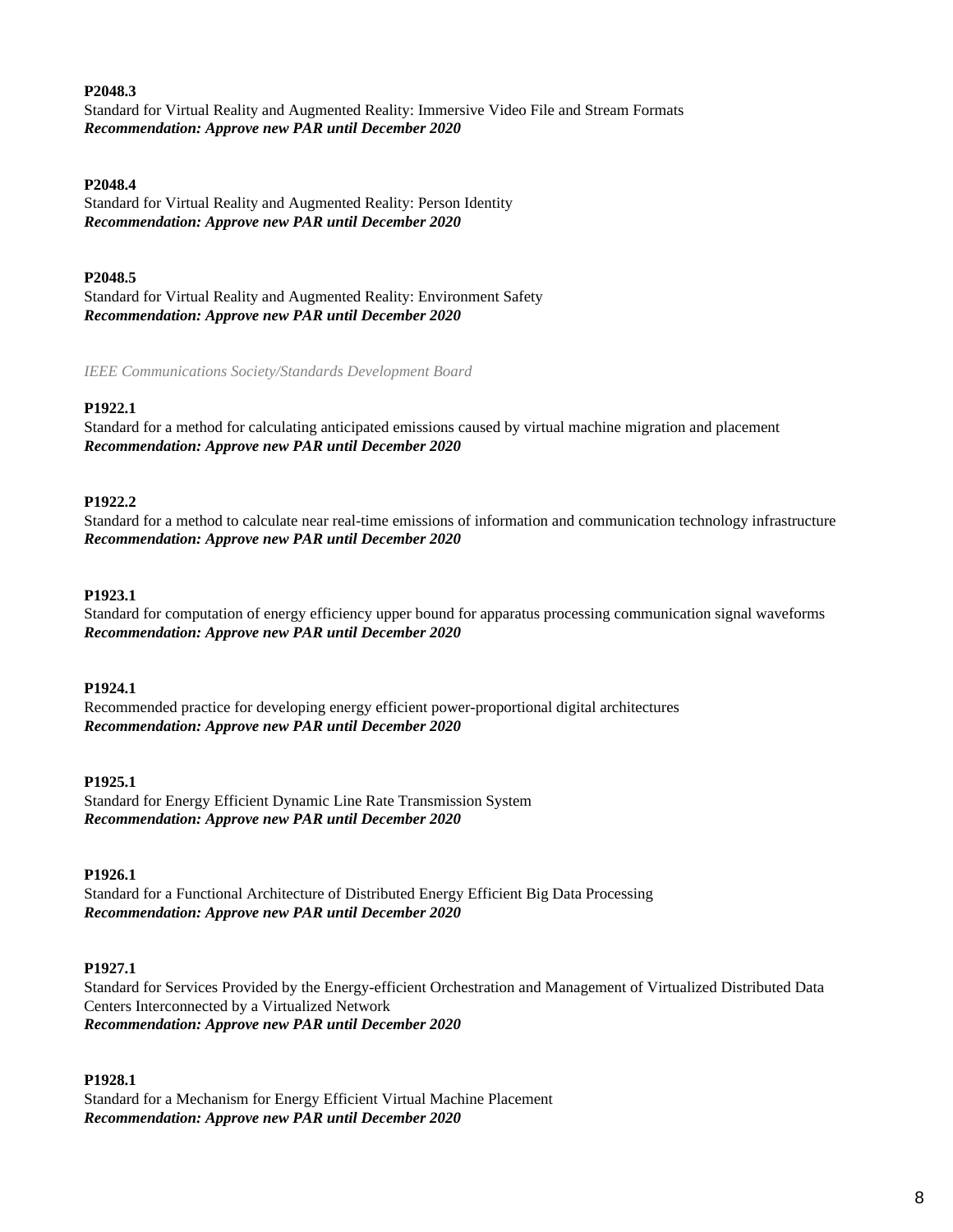**P2048.3**
Standard for Virtual Reality and Augmented Reality: Immersive Video File and Stream Formats
***Recommendation: Approve new PAR until December 2020***

**P2048.4**
Standard for Virtual Reality and Augmented Reality: Person Identity
***Recommendation: Approve new PAR until December 2020***

**P2048.5**
Standard for Virtual Reality and Augmented Reality: Environment Safety
***Recommendation: Approve new PAR until December 2020***

*IEEE Communications Society/Standards Development Board*

**P1922.1**
Standard for a method for calculating anticipated emissions caused by virtual machine migration and placement
***Recommendation: Approve new PAR until December 2020***

**P1922.2**
Standard for a method to calculate near real-time emissions of information and communication technology infrastructure
***Recommendation: Approve new PAR until December 2020***

**P1923.1**
Standard for computation of energy efficiency upper bound for apparatus processing communication signal waveforms
***Recommendation: Approve new PAR until December 2020***

**P1924.1**
Recommended practice for developing energy efficient power-proportional digital architectures
***Recommendation: Approve new PAR until December 2020***

**P1925.1**
Standard for Energy Efficient Dynamic Line Rate Transmission System
***Recommendation: Approve new PAR until December 2020***

**P1926.1**
Standard for a Functional Architecture of Distributed Energy Efficient Big Data Processing
***Recommendation: Approve new PAR until December 2020***

**P1927.1**
Standard for Services Provided by the Energy-efficient Orchestration and Management of Virtualized Distributed Data Centers Interconnected by a Virtualized Network
***Recommendation: Approve new PAR until December 2020***

**P1928.1**
Standard for a Mechanism for Energy Efficient Virtual Machine Placement
***Recommendation: Approve new PAR until December 2020***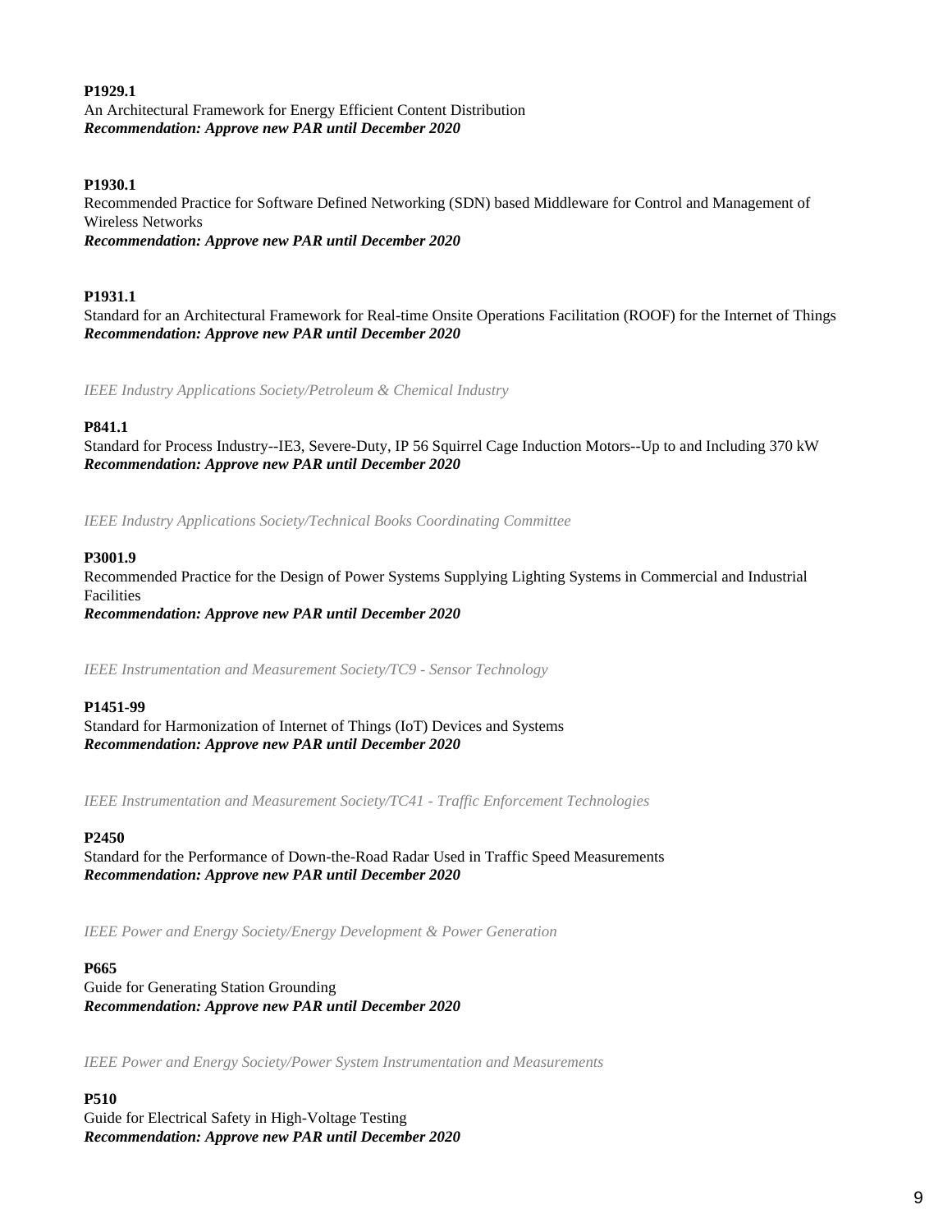**P1929.1**
An Architectural Framework for Energy Efficient Content Distribution
***Recommendation: Approve new PAR until December 2020***

**P1930.1**
Recommended Practice for Software Defined Networking (SDN) based Middleware for Control and Management of Wireless Networks
***Recommendation: Approve new PAR until December 2020***

**P1931.1**
Standard for an Architectural Framework for Real-time Onsite Operations Facilitation (ROOF) for the Internet of Things
***Recommendation: Approve new PAR until December 2020***

*IEEE Industry Applications Society/Petroleum & Chemical Industry*

**P841.1**
Standard for Process Industry--IE3, Severe-Duty, IP 56 Squirrel Cage Induction Motors--Up to and Including 370 kW
***Recommendation: Approve new PAR until December 2020***

*IEEE Industry Applications Society/Technical Books Coordinating Committee*

**P3001.9**
Recommended Practice for the Design of Power Systems Supplying Lighting Systems in Commercial and Industrial Facilities
***Recommendation: Approve new PAR until December 2020***

*IEEE Instrumentation and Measurement Society/TC9 - Sensor Technology*

**P1451-99**
Standard for Harmonization of Internet of Things (IoT) Devices and Systems
***Recommendation: Approve new PAR until December 2020***

*IEEE Instrumentation and Measurement Society/TC41 - Traffic Enforcement Technologies*

**P2450**
Standard for the Performance of Down-the-Road Radar Used in Traffic Speed Measurements
***Recommendation: Approve new PAR until December 2020***

*IEEE Power and Energy Society/Energy Development & Power Generation*

**P665**
Guide for Generating Station Grounding
***Recommendation: Approve new PAR until December 2020***

*IEEE Power and Energy Society/Power System Instrumentation and Measurements*

**P510**
Guide for Electrical Safety in High-Voltage Testing
***Recommendation: Approve new PAR until December 2020***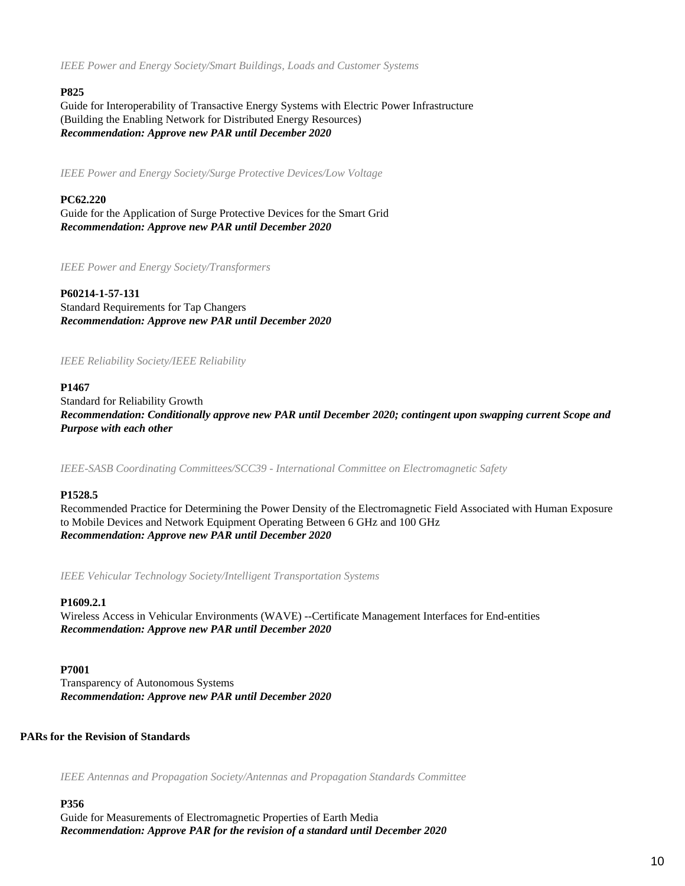*IEEE Power and Energy Society/Smart Buildings, Loads and Customer Systems*

**P825**
Guide for Interoperability of Transactive Energy Systems with Electric Power Infrastructure (Building the Enabling Network for Distributed Energy Resources)
***Recommendation: Approve new PAR until December 2020***

*IEEE Power and Energy Society/Surge Protective Devices/Low Voltage*

**PC62.220**
Guide for the Application of Surge Protective Devices for the Smart Grid
***Recommendation: Approve new PAR until December 2020***

*IEEE Power and Energy Society/Transformers*

**P60214-1-57-131**
Standard Requirements for Tap Changers
***Recommendation: Approve new PAR until December 2020***

*IEEE Reliability Society/IEEE Reliability*

**P1467**
Standard for Reliability Growth
***Recommendation: Conditionally approve new PAR until December 2020; contingent upon swapping current Scope and Purpose with each other***

*IEEE-SASB Coordinating Committees/SCC39 - International Committee on Electromagnetic Safety*

**P1528.5**
Recommended Practice for Determining the Power Density of the Electromagnetic Field Associated with Human Exposure to Mobile Devices and Network Equipment Operating Between 6 GHz and 100 GHz
***Recommendation: Approve new PAR until December 2020***

*IEEE Vehicular Technology Society/Intelligent Transportation Systems*

**P1609.2.1**
Wireless Access in Vehicular Environments (WAVE) --Certificate Management Interfaces for End-entities
***Recommendation: Approve new PAR until December 2020***

**P7001**
Transparency of Autonomous Systems
***Recommendation: Approve new PAR until December 2020***

**PARs for the Revision of Standards**

*IEEE Antennas and Propagation Society/Antennas and Propagation Standards Committee*

**P356**
Guide for Measurements of Electromagnetic Properties of Earth Media
***Recommendation: Approve PAR for the revision of a standard until December 2020***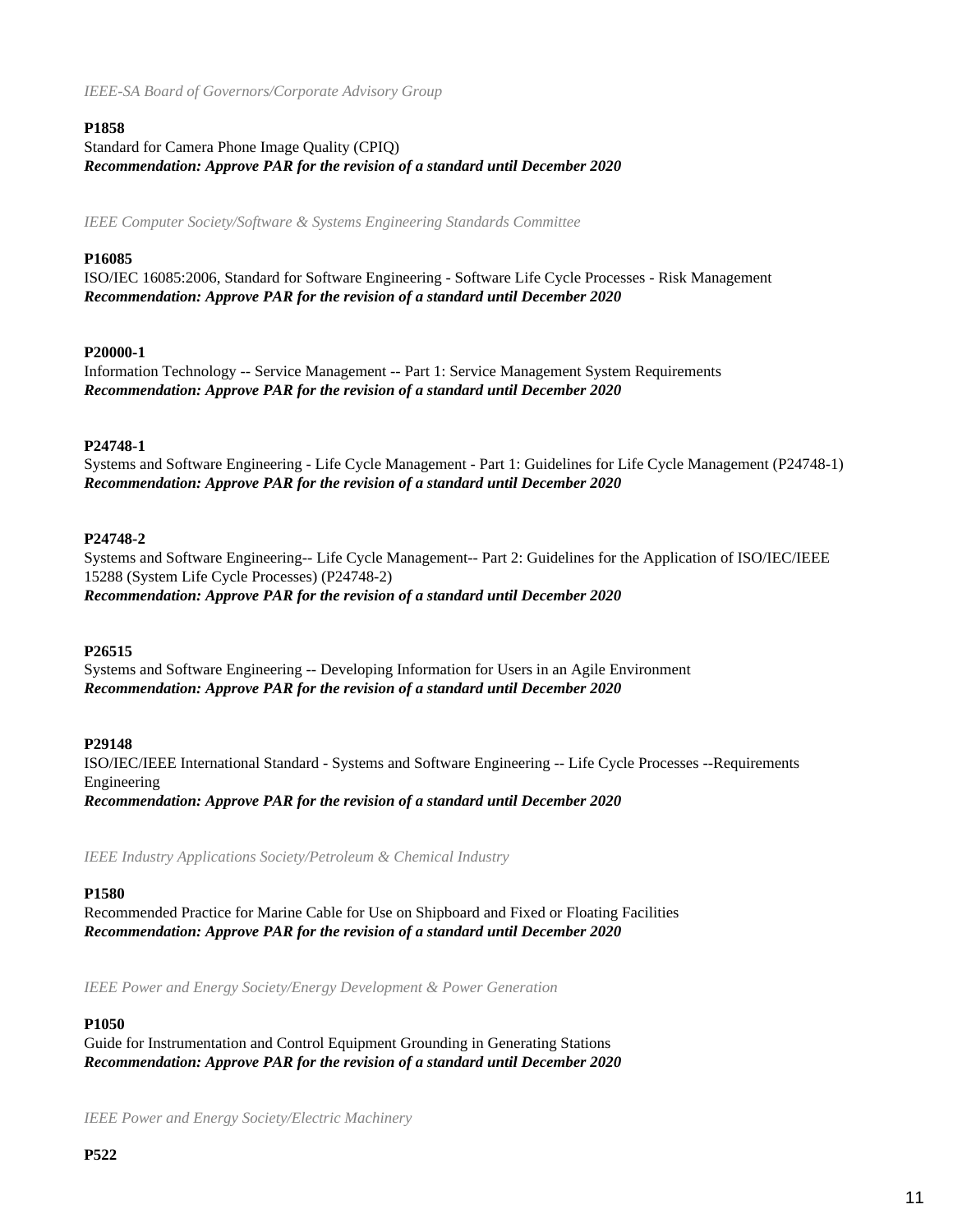*IEEE-SA Board of Governors/Corporate Advisory Group*

**P1858**
Standard for Camera Phone Image Quality (CPIQ)
***Recommendation: Approve PAR for the revision of a standard until December 2020***

*IEEE Computer Society/Software & Systems Engineering Standards Committee*

**P16085**
ISO/IEC 16085:2006, Standard for Software Engineering - Software Life Cycle Processes - Risk Management
***Recommendation: Approve PAR for the revision of a standard until December 2020***

**P20000-1**
Information Technology -- Service Management -- Part 1: Service Management System Requirements
***Recommendation: Approve PAR for the revision of a standard until December 2020***

**P24748-1**
Systems and Software Engineering - Life Cycle Management - Part 1: Guidelines for Life Cycle Management (P24748-1)
***Recommendation: Approve PAR for the revision of a standard until December 2020***

**P24748-2**
Systems and Software Engineering-- Life Cycle Management-- Part 2: Guidelines for the Application of ISO/IEC/IEEE 15288 (System Life Cycle Processes) (P24748-2)
***Recommendation: Approve PAR for the revision of a standard until December 2020***

**P26515**
Systems and Software Engineering -- Developing Information for Users in an Agile Environment
***Recommendation: Approve PAR for the revision of a standard until December 2020***

**P29148**
ISO/IEC/IEEE International Standard - Systems and Software Engineering -- Life Cycle Processes --Requirements Engineering
***Recommendation: Approve PAR for the revision of a standard until December 2020***

*IEEE Industry Applications Society/Petroleum & Chemical Industry*

**P1580**
Recommended Practice for Marine Cable for Use on Shipboard and Fixed or Floating Facilities
***Recommendation: Approve PAR for the revision of a standard until December 2020***

*IEEE Power and Energy Society/Energy Development & Power Generation*

**P1050**
Guide for Instrumentation and Control Equipment Grounding in Generating Stations
***Recommendation: Approve PAR for the revision of a standard until December 2020***

*IEEE Power and Energy Society/Electric Machinery*

**P522**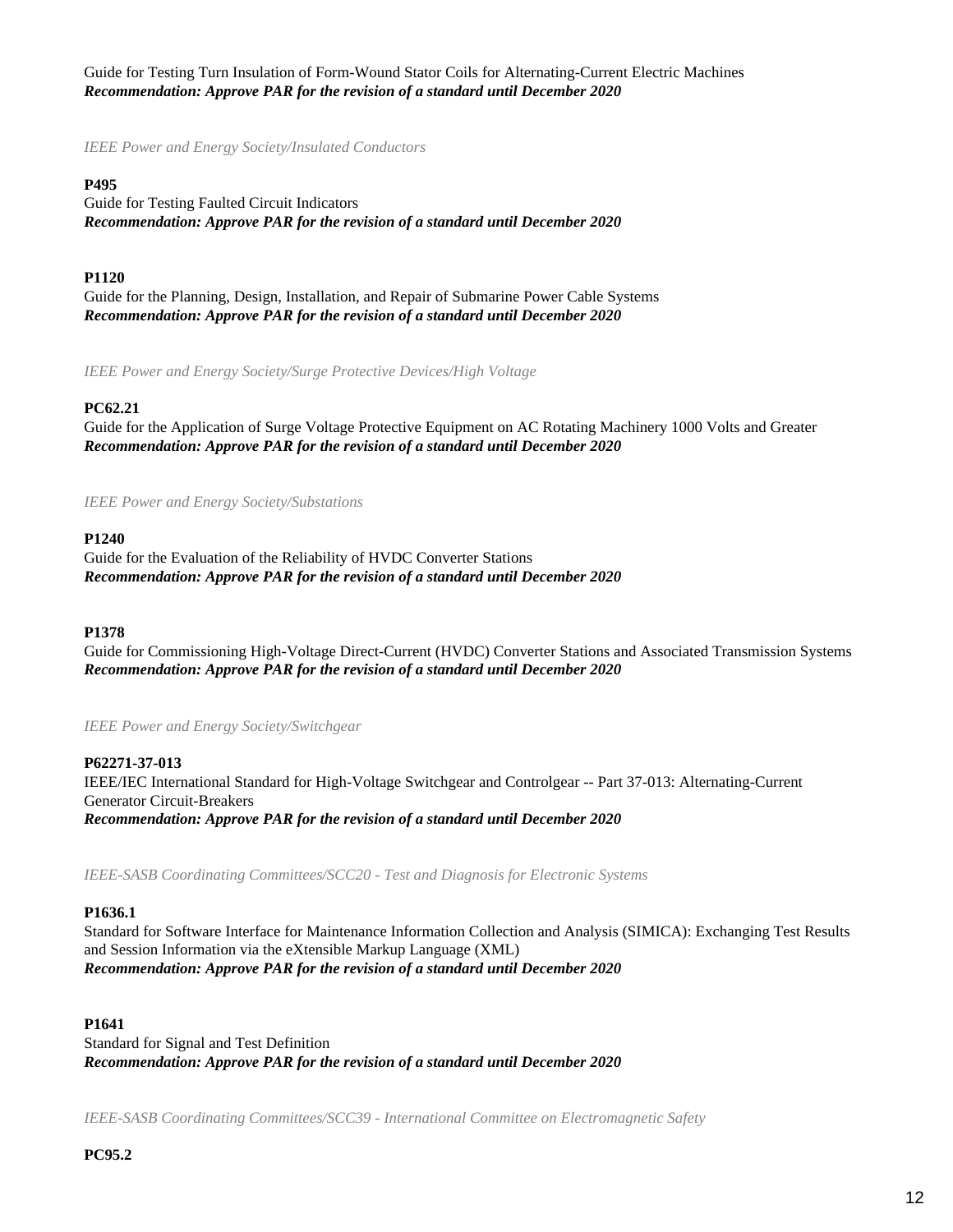Guide for Testing Turn Insulation of Form-Wound Stator Coils for Alternating-Current Electric Machines
***Recommendation: Approve PAR for the revision of a standard until December 2020***

*IEEE Power and Energy Society/Insulated Conductors*

**P495**
Guide for Testing Faulted Circuit Indicators
***Recommendation: Approve PAR for the revision of a standard until December 2020***

**P1120**
Guide for the Planning, Design, Installation, and Repair of Submarine Power Cable Systems
***Recommendation: Approve PAR for the revision of a standard until December 2020***

*IEEE Power and Energy Society/Surge Protective Devices/High Voltage*

**PC62.21**
Guide for the Application of Surge Voltage Protective Equipment on AC Rotating Machinery 1000 Volts and Greater
***Recommendation: Approve PAR for the revision of a standard until December 2020***

*IEEE Power and Energy Society/Substations*

**P1240**
Guide for the Evaluation of the Reliability of HVDC Converter Stations
***Recommendation: Approve PAR for the revision of a standard until December 2020***

**P1378**
Guide for Commissioning High-Voltage Direct-Current (HVDC) Converter Stations and Associated Transmission Systems
***Recommendation: Approve PAR for the revision of a standard until December 2020***

*IEEE Power and Energy Society/Switchgear*

**P62271-37-013**
IEEE/IEC International Standard for High-Voltage Switchgear and Controlgear -- Part 37-013: Alternating-Current Generator Circuit-Breakers
***Recommendation: Approve PAR for the revision of a standard until December 2020***

*IEEE-SASB Coordinating Committees/SCC20 - Test and Diagnosis for Electronic Systems*

**P1636.1**
Standard for Software Interface for Maintenance Information Collection and Analysis (SIMICA): Exchanging Test Results and Session Information via the eXtensible Markup Language (XML)
***Recommendation: Approve PAR for the revision of a standard until December 2020***

**P1641**
Standard for Signal and Test Definition
***Recommendation: Approve PAR for the revision of a standard until December 2020***

*IEEE-SASB Coordinating Committees/SCC39 - International Committee on Electromagnetic Safety*

**PC95.2**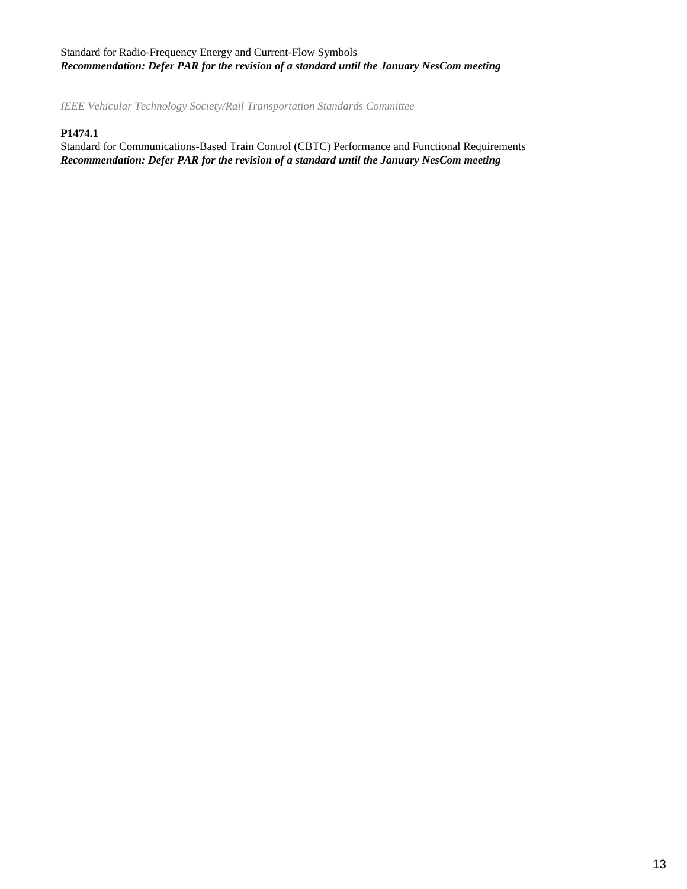Standard for Radio-Frequency Energy and Current-Flow Symbols
***Recommendation: Defer PAR for the revision of a standard until the January NesCom meeting***

*IEEE Vehicular Technology Society/Rail Transportation Standards Committee*

**P1474.1**
Standard for Communications-Based Train Control (CBTC) Performance and Functional Requirements
***Recommendation: Defer PAR for the revision of a standard until the January NesCom meeting***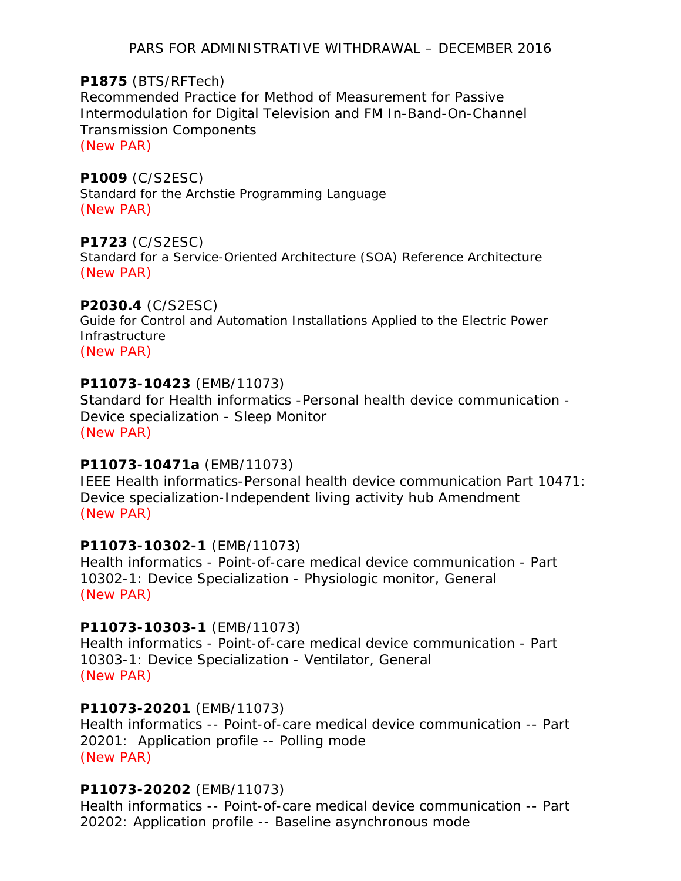PARS FOR ADMINISTRATIVE WITHDRAWAL – DECEMBER 2016

**P1875** (BTS/RFTech)
Recommended Practice for Method of Measurement for Passive Intermodulation for Digital Television and FM In-Band-On-Channel Transmission Components
(New PAR)

**P1009** (C/S2ESC)
Standard for the Archstie Programming Language
(New PAR)

**P1723** (C/S2ESC)
Standard for a Service-Oriented Architecture (SOA) Reference Architecture
(New PAR)

**P2030.4** (C/S2ESC)
Guide for Control and Automation Installations Applied to the Electric Power Infrastructure
(New PAR)

**P11073-10423** (EMB/11073)
Standard for Health informatics -Personal health device communication - Device specialization - Sleep Monitor
(New PAR)

**P11073-10471a** (EMB/11073)
IEEE Health informatics-Personal health device communication Part 10471: Device specialization-Independent living activity hub Amendment
(New PAR)

**P11073-10302-1** (EMB/11073)
Health informatics - Point-of-care medical device communication - Part 10302-1: Device Specialization - Physiologic monitor, General
(New PAR)

**P11073-10303-1** (EMB/11073)
Health informatics - Point-of-care medical device communication - Part 10303-1: Device Specialization - Ventilator, General
(New PAR)

**P11073-20201** (EMB/11073)
Health informatics -- Point-of-care medical device communication -- Part 20201: Application profile -- Polling mode
(New PAR)

**P11073-20202** (EMB/11073)
Health informatics -- Point-of-care medical device communication -- Part 20202: Application profile -- Baseline asynchronous mode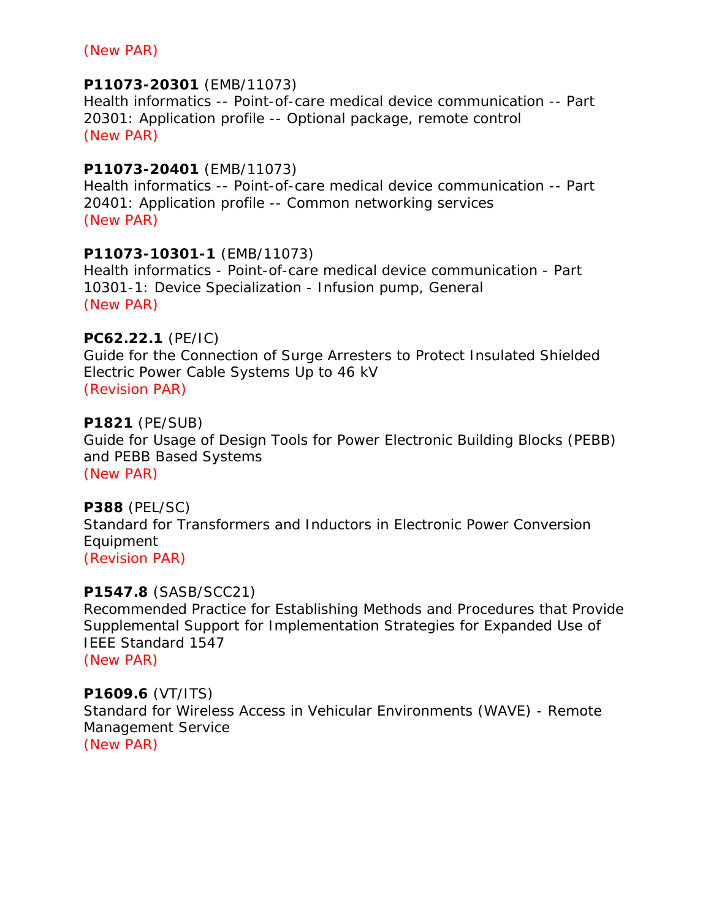(New PAR)

**P11073-20301** (EMB/11073)
Health informatics -- Point-of-care medical device communication -- Part 20301: Application profile -- Optional package, remote control
(New PAR)

**P11073-20401** (EMB/11073)
Health informatics -- Point-of-care medical device communication -- Part 20401: Application profile -- Common networking services
(New PAR)

**P11073-10301-1** (EMB/11073)
Health informatics - Point-of-care medical device communication - Part 10301-1: Device Specialization - Infusion pump, General
(New PAR)

**PC62.22.1** (PE/IC)
Guide for the Connection of Surge Arresters to Protect Insulated Shielded Electric Power Cable Systems Up to 46 kV
(Revision PAR)

**P1821** (PE/SUB)
Guide for Usage of Design Tools for Power Electronic Building Blocks (PEBB) and PEBB Based Systems
(New PAR)

**P388** (PEL/SC)
Standard for Transformers and Inductors in Electronic Power Conversion Equipment
(Revision PAR)

**P1547.8** (SASB/SCC21)
Recommended Practice for Establishing Methods and Procedures that Provide Supplemental Support for Implementation Strategies for Expanded Use of IEEE Standard 1547
(New PAR)

**P1609.6** (VT/ITS)
Standard for Wireless Access in Vehicular Environments (WAVE) - Remote Management Service
(New PAR)